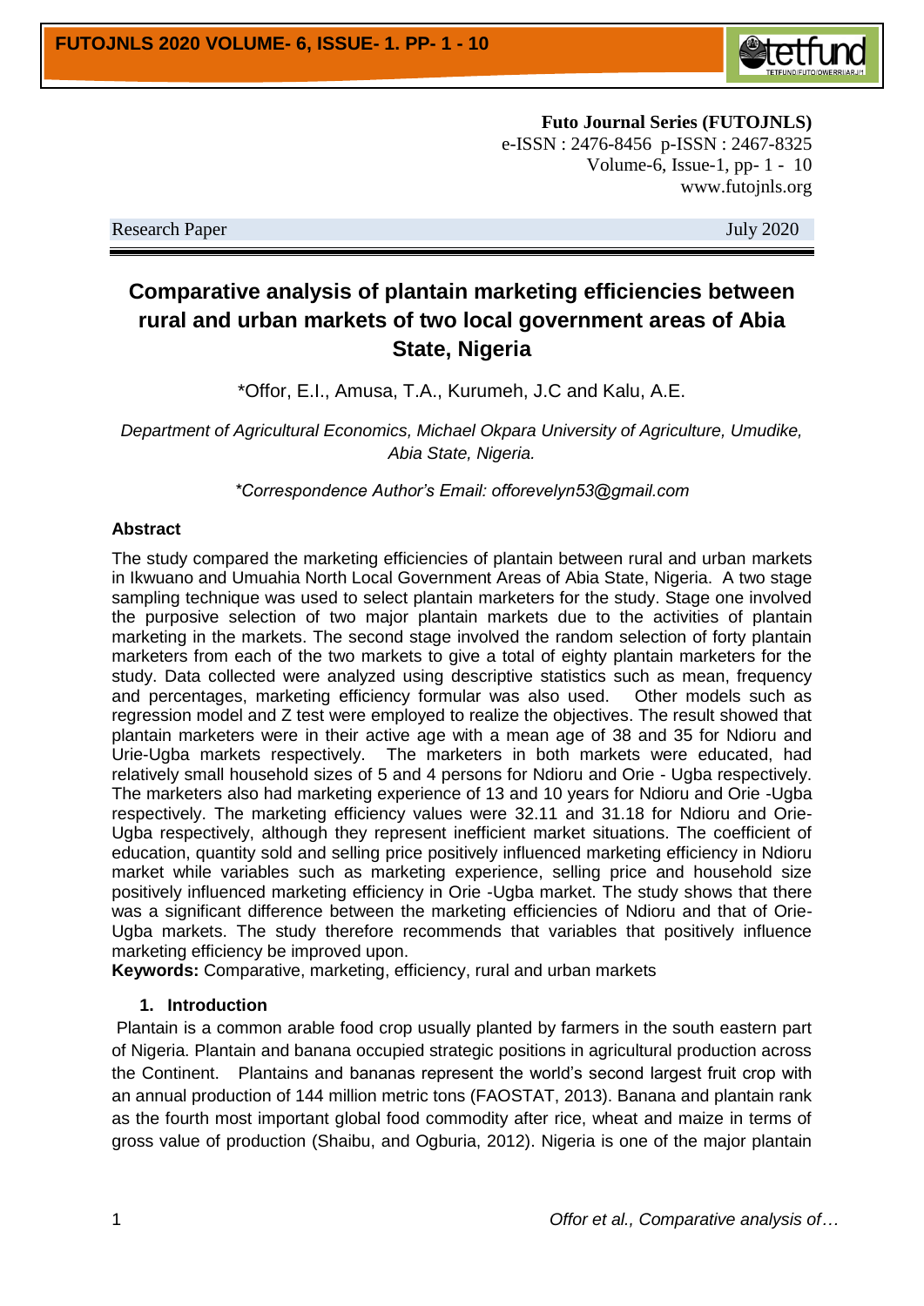**Futo Journal Series (FUTOJNLS)**
e-ISSN : 2476-8456 p-ISSN : 2467-8325
Volume-6, Issue-1, pp- 1 - 10
www.futojnls.org

Research Paper July 2020

# Comparative analysis of plantain marketing efficiencies between rural and urban markets of two local government areas of Abia State, Nigeria

*Offor, E.I., Amusa, T.A., Kurumeh, J.C and Kalu, A.E.

*Department of Agricultural Economics, Michael Okpara University of Agriculture, Umudike, Abia State, Nigeria.*

**Correspondence Author's Email: offorevelyn53@gmail.com*

## Abstract

The study compared the marketing efficiencies of plantain between rural and urban markets in Ikwuano and Umuahia North Local Government Areas of Abia State, Nigeria. A two stage sampling technique was used to select plantain marketers for the study. Stage one involved the purposive selection of two major plantain markets due to the activities of plantain marketing in the markets. The second stage involved the random selection of forty plantain marketers from each of the two markets to give a total of eighty plantain marketers for the study. Data collected were analyzed using descriptive statistics such as mean, frequency and percentages, marketing efficiency formular was also used. Other models such as regression model and Z test were employed to realize the objectives. The result showed that plantain marketers were in their active age with a mean age of 38 and 35 for Ndioru and Urie-Ugba markets respectively. The marketers in both markets were educated, had relatively small household sizes of 5 and 4 persons for Ndioru and Orie - Ugba respectively. The marketers also had marketing experience of 13 and 10 years for Ndioru and Orie -Ugba respectively. The marketing efficiency values were 32.11 and 31.18 for Ndioru and Orie-Ugba respectively, although they represent inefficient market situations. The coefficient of education, quantity sold and selling price positively influenced marketing efficiency in Ndioru market while variables such as marketing experience, selling price and household size positively influenced marketing efficiency in Orie -Ugba market. The study shows that there was a significant difference between the marketing efficiencies of Ndioru and that of Orie-Ugba markets. The study therefore recommends that variables that positively influence marketing efficiency be improved upon.

**Keywords:** Comparative, marketing, efficiency, rural and urban markets

## 1. Introduction

Plantain is a common arable food crop usually planted by farmers in the south eastern part of Nigeria. Plantain and banana occupied strategic positions in agricultural production across the Continent. Plantains and bananas represent the world's second largest fruit crop with an annual production of 144 million metric tons (FAOSTAT, 2013). Banana and plantain rank as the fourth most important global food commodity after rice, wheat and maize in terms of gross value of production (Shaibu, and Ogburia, 2012). Nigeria is one of the major plantain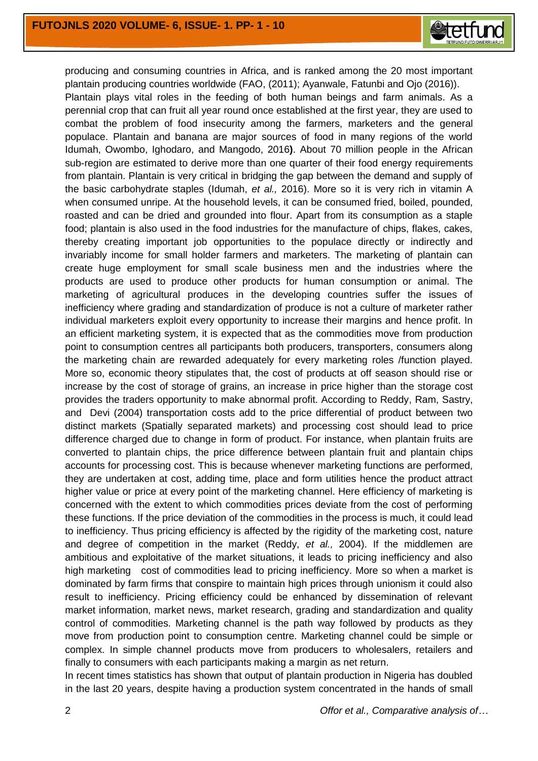producing and consuming countries in Africa, and is ranked among the 20 most important plantain producing countries worldwide (FAO, (2011); Ayanwale, Fatunbi and Ojo (2016)).

Plantain plays vital roles in the feeding of both human beings and farm animals. As a perennial crop that can fruit all year round once established at the first year, they are used to combat the problem of food insecurity among the farmers, marketers and the general populace. Plantain and banana are major sources of food in many regions of the world Idumah, Owombo, Ighodaro, and Mangodo, 2016**)**. About 70 million people in the African sub-region are estimated to derive more than one quarter of their food energy requirements from plantain. Plantain is very critical in bridging the gap between the demand and supply of the basic carbohydrate staples (Idumah, *et al.,* 2016). More so it is very rich in vitamin A when consumed unripe. At the household levels, it can be consumed fried, boiled, pounded, roasted and can be dried and grounded into flour. Apart from its consumption as a staple food; plantain is also used in the food industries for the manufacture of chips, flakes, cakes, thereby creating important job opportunities to the populace directly or indirectly and invariably income for small holder farmers and marketers. The marketing of plantain can create huge employment for small scale business men and the industries where the products are used to produce other products for human consumption or animal. The marketing of agricultural produces in the developing countries suffer the issues of inefficiency where grading and standardization of produce is not a culture of marketer rather individual marketers exploit every opportunity to increase their margins and hence profit. In an efficient marketing system, it is expected that as the commodities move from production point to consumption centres all participants both producers, transporters, consumers along the marketing chain are rewarded adequately for every marketing roles /function played. More so, economic theory stipulates that, the cost of products at off season should rise or increase by the cost of storage of grains, an increase in price higher than the storage cost provides the traders opportunity to make abnormal profit. According to Reddy, Ram, Sastry, and Devi (2004) transportation costs add to the price differential of product between two distinct markets (Spatially separated markets) and processing cost should lead to price difference charged due to change in form of product. For instance, when plantain fruits are converted to plantain chips, the price difference between plantain fruit and plantain chips accounts for processing cost. This is because whenever marketing functions are performed, they are undertaken at cost, adding time, place and form utilities hence the product attract higher value or price at every point of the marketing channel. Here efficiency of marketing is concerned with the extent to which commodities prices deviate from the cost of performing these functions. If the price deviation of the commodities in the process is much, it could lead to inefficiency. Thus pricing efficiency is affected by the rigidity of the marketing cost, nature and degree of competition in the market (Reddy, *et al.,* 2004). If the middlemen are ambitious and exploitative of the market situations, it leads to pricing inefficiency and also high marketing cost of commodities lead to pricing inefficiency. More so when a market is dominated by farm firms that conspire to maintain high prices through unionism it could also result to inefficiency. Pricing efficiency could be enhanced by dissemination of relevant market information, market news, market research, grading and standardization and quality control of commodities. Marketing channel is the path way followed by products as they move from production point to consumption centre. Marketing channel could be simple or complex. In simple channel products move from producers to wholesalers, retailers and finally to consumers with each participants making a margin as net return.

In recent times statistics has shown that output of plantain production in Nigeria has doubled in the last 20 years, despite having a production system concentrated in the hands of small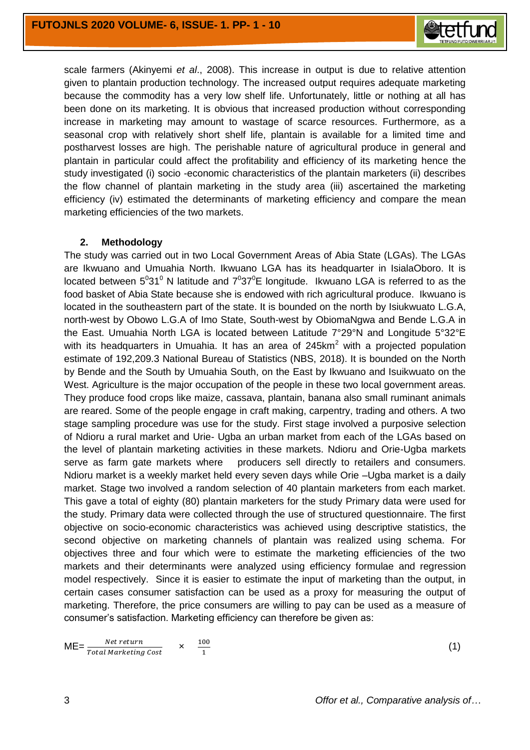scale farmers (Akinyemi *et al*., 2008). This increase in output is due to relative attention given to plantain production technology. The increased output requires adequate marketing because the commodity has a very low shelf life. Unfortunately, little or nothing at all has been done on its marketing. It is obvious that increased production without corresponding increase in marketing may amount to wastage of scarce resources. Furthermore, as a seasonal crop with relatively short shelf life, plantain is available for a limited time and postharvest losses are high. The perishable nature of agricultural produce in general and plantain in particular could affect the profitability and efficiency of its marketing hence the study investigated (i) socio -economic characteristics of the plantain marketers (ii) describes the flow channel of plantain marketing in the study area (iii) ascertained the marketing efficiency (iv) estimated the determinants of marketing efficiency and compare the mean marketing efficiencies of the two markets.

## 2. Methodology

The study was carried out in two Local Government Areas of Abia State (LGAs). The LGAs are Ikwuano and Umuahia North. Ikwuano LGA has its headquarter in IsialaOboro. It is located between $5^{0}31^{0}$ N latitude and $7^{0}37^{0}$E longitude. Ikwuano LGA is referred to as the food basket of Abia State because she is endowed with rich agricultural produce. Ikwuano is located in the southeastern part of the state. It is bounded on the north by Isiukwuato L.G.A, north-west by Obowo L.G.A of Imo State, South-west by ObiomaNgwa and Bende L.G.A in the East. Umuahia North LGA is located between Latitude 7°29°N and Longitude 5°32°E with its headquarters in Umuahia. It has an area of 245km$^{2}$ with a projected population estimate of 192,209.3 National Bureau of Statistics (NBS, 2018). It is bounded on the North by Bende and the South by Umuahia South, on the East by Ikwuano and Isuikwuato on the West. Agriculture is the major occupation of the people in these two local government areas. They produce food crops like maize, cassava, plantain, banana also small ruminant animals are reared. Some of the people engage in craft making, carpentry, trading and others. A two stage sampling procedure was use for the study. First stage involved a purposive selection of Ndioru a rural market and Urie- Ugba an urban market from each of the LGAs based on the level of plantain marketing activities in these markets. Ndioru and Orie-Ugba markets serve as farm gate markets where producers sell directly to retailers and consumers. Ndioru market is a weekly market held every seven days while Orie –Ugba market is a daily market. Stage two involved a random selection of 40 plantain marketers from each market. This gave a total of eighty (80) plantain marketers for the study Primary data were used for the study. Primary data were collected through the use of structured questionnaire. The first objective on socio-economic characteristics was achieved using descriptive statistics, the second objective on marketing channels of plantain was realized using schema. For objectives three and four which were to estimate the marketing efficiencies of the two markets and their determinants were analyzed using efficiency formulae and regression model respectively. Since it is easier to estimate the input of marketing than the output, in certain cases consumer satisfaction can be used as a proxy for measuring the output of marketing. Therefore, the price consumers are willing to pay can be used as a measure of consumer's satisfaction. Marketing efficiency can therefore be given as:

$$ME = \frac{Net\ return}{Total\ Marketing\ Cost} \times \frac{100}{1} \quad (1)$$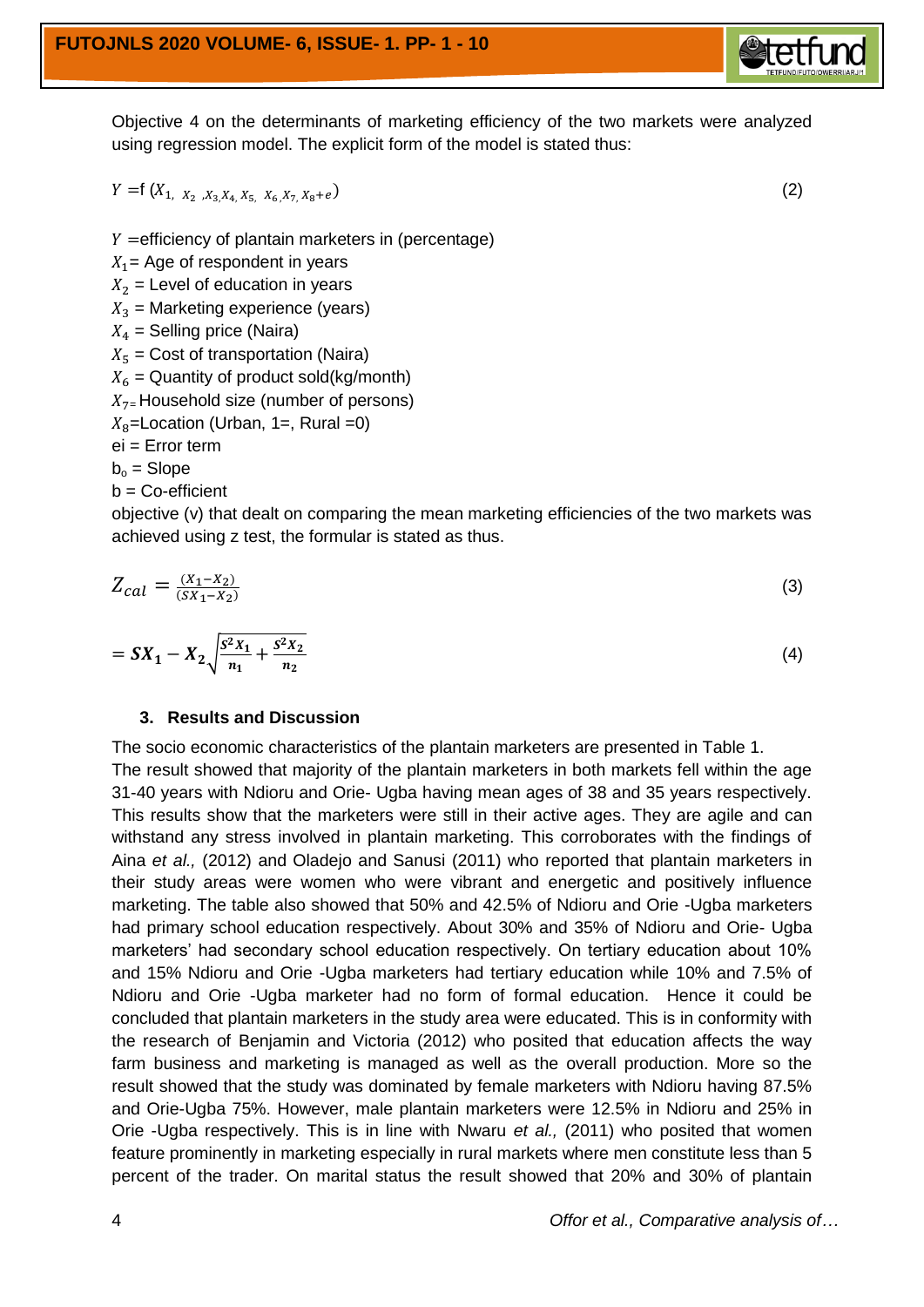Objective 4 on the determinants of marketing efficiency of the two markets were analyzed using regression model. The explicit form of the model is stated thus:

$$Y = f(X_1, X_2, X_3, X_4, X_5, X_6, X_7, X_8 + e) \quad (2)$$

$Y$ =efficiency of plantain marketers in (percentage)
$X_1$= Age of respondent in years
$X_2$ = Level of education in years
$X_3$ = Marketing experience (years)
$X_4$ = Selling price (Naira)
$X_5$ = Cost of transportation (Naira)
$X_6$ = Quantity of product sold(kg/month)
$X_7$= Household size (number of persons)
$X_8$=Location (Urban, 1=, Rural =0)
ei = Error term
$b_o$ = Slope
b = Co-efficient

objective (v) that dealt on comparing the mean marketing efficiencies of the two markets was achieved using z test, the formular is stated as thus.

$$Z_{cal} = \frac{(X_1 - X_2)}{(SX_1 - X_2)} \quad (3)$$

$$= SX_1 - X_2\sqrt{\frac{S^2X_1}{n_1} + \frac{S^2X_2}{n_2}} \quad (4)$$

### 3. Results and Discussion

The socio economic characteristics of the plantain marketers are presented in Table 1.
The result showed that majority of the plantain marketers in both markets fell within the age 31-40 years with Ndioru and Orie- Ugba having mean ages of 38 and 35 years respectively. This results show that the marketers were still in their active ages. They are agile and can withstand any stress involved in plantain marketing. This corroborates with the findings of Aina *et al.,* (2012) and Oladejo and Sanusi (2011) who reported that plantain marketers in their study areas were women who were vibrant and energetic and positively influence marketing. The table also showed that 50% and 42.5% of Ndioru and Orie -Ugba marketers had primary school education respectively. About 30% and 35% of Ndioru and Orie- Ugba marketers' had secondary school education respectively. On tertiary education about 10% and 15% Ndioru and Orie -Ugba marketers had tertiary education while 10% and 7.5% of Ndioru and Orie -Ugba marketer had no form of formal education. Hence it could be concluded that plantain marketers in the study area were educated. This is in conformity with the research of Benjamin and Victoria (2012) who posited that education affects the way farm business and marketing is managed as well as the overall production. More so the result showed that the study was dominated by female marketers with Ndioru having 87.5% and Orie-Ugba 75%. However, male plantain marketers were 12.5% in Ndioru and 25% in Orie -Ugba respectively. This is in line with Nwaru *et al.,* (2011) who posited that women feature prominently in marketing especially in rural markets where men constitute less than 5 percent of the trader. On marital status the result showed that 20% and 30% of plantain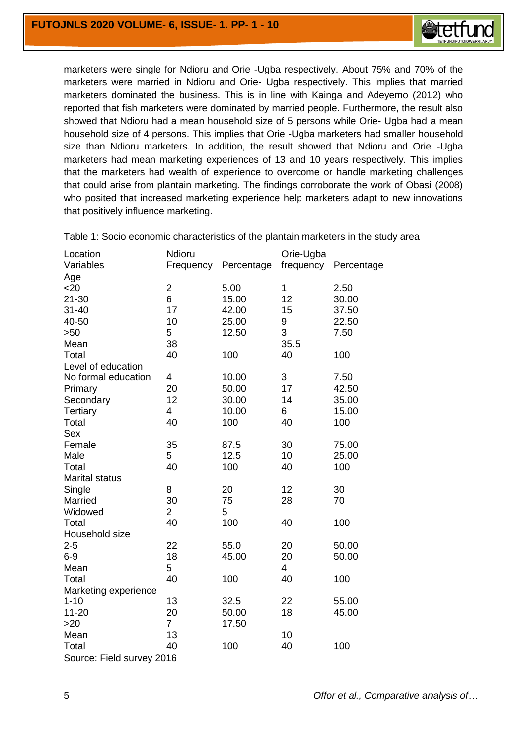marketers were single for Ndioru and Orie -Ugba respectively. About 75% and 70% of the marketers were married in Ndioru and Orie- Ugba respectively. This implies that married marketers dominated the business. This is in line with Kainga and Adeyemo (2012) who reported that fish marketers were dominated by married people. Furthermore, the result also showed that Ndioru had a mean household size of 5 persons while Orie- Ugba had a mean household size of 4 persons. This implies that Orie -Ugba marketers had smaller household size than Ndioru marketers. In addition, the result showed that Ndioru and Orie -Ugba marketers had mean marketing experiences of 13 and 10 years respectively. This implies that the marketers had wealth of experience to overcome or handle marketing challenges that could arise from plantain marketing. The findings corroborate the work of Obasi (2008) who posited that increased marketing experience help marketers adapt to new innovations that positively influence marketing.

Table 1: Socio economic characteristics of the plantain marketers in the study area

| Location | Ndioru | | Orie-Ugba | |
|---|---|---|---|---|
| Variables | Frequency | Percentage | frequency | Percentage |
| Age | | | | |
| <20 | 2 | 5.00 | 1 | 2.50 |
| 21-30 | 6 | 15.00 | 12 | 30.00 |
| 31-40 | 17 | 42.00 | 15 | 37.50 |
| 40-50 | 10 | 25.00 | 9 | 22.50 |
| >50 | 5 | 12.50 | 3 | 7.50 |
| Mean | 38 | | 35.5 | |
| Total | 40 | 100 | 40 | 100 |
| Level of education | | | | |
| No formal education | 4 | 10.00 | 3 | 7.50 |
| Primary | 20 | 50.00 | 17 | 42.50 |
| Secondary | 12 | 30.00 | 14 | 35.00 |
| Tertiary | 4 | 10.00 | 6 | 15.00 |
| Total | 40 | 100 | 40 | 100 |
| Sex | | | | |
| Female | 35 | 87.5 | 30 | 75.00 |
| Male | 5 | 12.5 | 10 | 25.00 |
| Total | 40 | 100 | 40 | 100 |
| Marital status | | | | |
| Single | 8 | 20 | 12 | 30 |
| Married | 30 | 75 | 28 | 70 |
| Widowed | 2 | 5 | | |
| Total | 40 | 100 | 40 | 100 |
| Household size | | | | |
| 2-5 | 22 | 55.0 | 20 | 50.00 |
| 6-9 | 18 | 45.00 | 20 | 50.00 |
| Mean | 5 | | 4 | |
| Total | 40 | 100 | 40 | 100 |
| Marketing experience | | | | |
| 1-10 | 13 | 32.5 | 22 | 55.00 |
| 11-20 | 20 | 50.00 | 18 | 45.00 |
| >20 | 7 | 17.50 | | |
| Mean | 13 | | 10 | |
| Total | 40 | 100 | 40 | 100 |

Source: Field survey 2016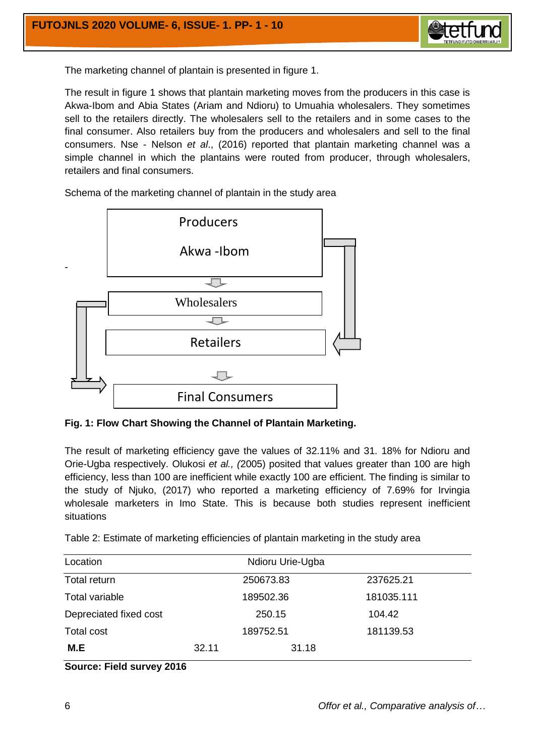The marketing channel of plantain is presented in figure 1.

The result in figure 1 shows that plantain marketing moves from the producers in this case is Akwa-Ibom and Abia States (Ariam and Ndioru) to Umuahia wholesalers. They sometimes sell to the retailers directly. The wholesalers sell to the retailers and in some cases to the final consumer. Also retailers buy from the producers and wholesalers and sell to the final consumers. Nse - Nelson *et al*., (2016) reported that plantain marketing channel was a simple channel in which the plantains were routed from producer, through wholesalers, retailers and final consumers.

Schema of the marketing channel of plantain in the study area

Producers

Akwa -Ibom

Wholesalers

Retailers

Final Consumers

**Fig. 1: Flow Chart Showing the Channel of Plantain Marketing.**

The result of marketing efficiency gave the values of 32.11% and 31. 18% for Ndioru and Orie-Ugba respectively. Olukosi *et al., (*2005) posited that values greater than 100 are high efficiency, less than 100 are inefficient while exactly 100 are efficient. The finding is similar to the study of Njuko, (2017) who reported a marketing efficiency of 7.69% for Irvingia wholesale marketers in Imo State. This is because both studies represent inefficient situations

Table 2: Estimate of marketing efficiencies of plantain marketing in the study area

| Location | Ndioru | Urie-Ugba |
|---|---|---|
| Total return | 250673.83 | 237625.21 |
| Total variable | 189502.36 | 181035.111 |
| Depreciated fixed cost | 250.15 | 104.42 |
| Total cost | 189752.51 | 181139.53 |
| **M.E** | 32.11 | 31.18 |

**Source: Field survey 2016**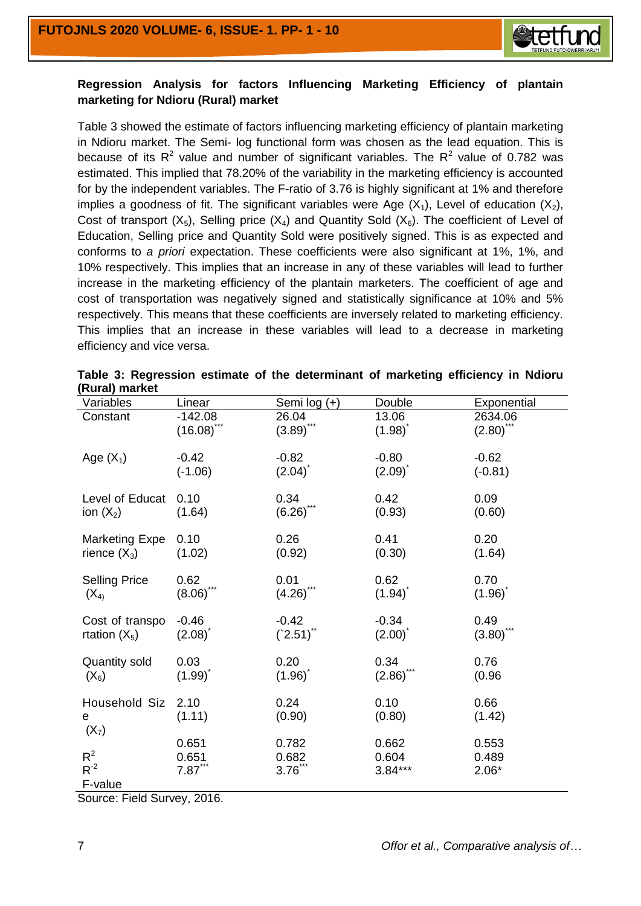**Regression Analysis for factors Influencing Marketing Efficiency of plantain marketing for Ndioru (Rural) market**

Table 3 showed the estimate of factors influencing marketing efficiency of plantain marketing in Ndioru market. The Semi- log functional form was chosen as the lead equation. This is because of its $R^2$ value and number of significant variables. The $R^2$ value of 0.782 was estimated. This implied that 78.20% of the variability in the marketing efficiency is accounted for by the independent variables. The F-ratio of 3.76 is highly significant at 1% and therefore implies a goodness of fit. The significant variables were Age ($X_1$), Level of education ($X_2$), Cost of transport ($X_5$), Selling price ($X_4$) and Quantity Sold ($X_6$). The coefficient of Level of Education, Selling price and Quantity Sold were positively signed. This is as expected and conforms to *a priori* expectation. These coefficients were also significant at 1%, 1%, and 10% respectively. This implies that an increase in any of these variables will lead to further increase in the marketing efficiency of the plantain marketers. The coefficient of age and cost of transportation was negatively signed and statistically significance at 10% and 5% respectively. This means that these coefficients are inversely related to marketing efficiency. This implies that an increase in these variables will lead to a decrease in marketing efficiency and vice versa.

**Table 3: Regression estimate of the determinant of marketing efficiency in Ndioru (Rural) market**

| Variables | Linear | Semi log (+) | Double | Exponential |
|---|---|---|---|---|
| Constant | -142.08<br>$(16.08)^{***}$ | 26.04<br>$(3.89)^{***}$ | 13.06<br>$(1.98)^{*}$ | 2634.06<br>$(2.80)^{***}$ |
| Age ($X_1$) | -0.42<br>(-1.06) | -0.82<br>$(2.04)^{*}$ | -0.80<br>$(2.09)^{*}$ | -0.62<br>(-0.81) |
| Level of Education ($X_2$) | 0.10<br>(1.64) | 0.34<br>$(6.26)^{***}$ | 0.42<br>(0.93) | 0.09<br>(0.60) |
| Marketing Experience ($X_3$) | 0.10<br>(1.02) | 0.26<br>(0.92) | 0.41<br>(0.30) | 0.20<br>(1.64) |
| Selling Price ($X_4$) | 0.62<br>$(8.06)^{***}$ | 0.01<br>$(4.26)^{***}$ | 0.62<br>$(1.94)^{*}$ | 0.70<br>$(1.96)^{*}$ |
| Cost of transportation ($X_5$) | -0.46<br>$(2.08)^{*}$ | -0.42<br>$(`2.51)^{**}$ | -0.34<br>$(2.00)^{*}$ | 0.49<br>$(3.80)^{***}$ |
| Quantity sold ($X_6$) | 0.03<br>$(1.99)^{*}$ | 0.20<br>$(1.96)^{*}$ | 0.34<br>$(2.86)^{***}$ | 0.76<br>(0.96 |
| Household Size ($X_7$) | 2.10<br>(1.11) | 0.24<br>(0.90) | 0.10<br>(0.80) | 0.66<br>(1.42) |
| $R^2$ | 0.651 | 0.782 | 0.662 | 0.553 |
| $R^{-2}$ | 0.651 | 0.682 | 0.604 | 0.489 |
| F-value | $7.87^{***}$ | $3.76^{***}$ | 3.84*** | 2.06* |

Source: Field Survey, 2016.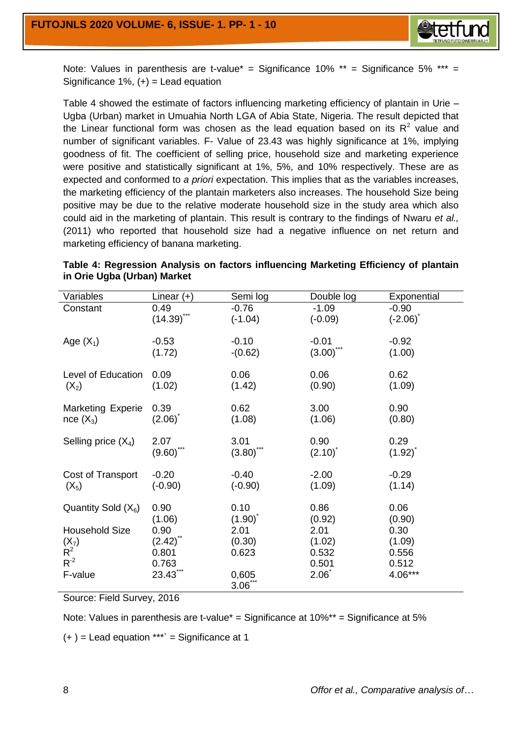Note: Values in parenthesis are t-value* = Significance 10% ** = Significance 5% *** = Significance 1%, (+) = Lead equation

Table 4 showed the estimate of factors influencing marketing efficiency of plantain in Urie – Ugba (Urban) market in Umuahia North LGA of Abia State, Nigeria. The result depicted that the Linear functional form was chosen as the lead equation based on its $R^2$ value and number of significant variables. F- Value of 23.43 was highly significance at 1%, implying goodness of fit. The coefficient of selling price, household size and marketing experience were positive and statistically significant at 1%, 5%, and 10% respectively. These are as expected and conformed to *a priori* expectation. This implies that as the variables increases, the marketing efficiency of the plantain marketers also increases. The household Size being positive may be due to the relative moderate household size in the study area which also could aid in the marketing of plantain. This result is contrary to the findings of Nwaru *et al.,* (2011) who reported that household size had a negative influence on net return and marketing efficiency of banana marketing.

**Table 4: Regression Analysis on factors influencing Marketing Efficiency of plantain in Orie Ugba (Urban) Market**

| Variables | Linear (+) | Semi log | Double log | Exponential |
|---|---|---|---|---|
| Constant | 0.49 | -0.76 | -1.09 | -0.90 |
| | (14.39)*** | (-1.04) | (-0.09) | (-2.06)* |
| Age ($X_1$) | -0.53 | -0.10 | -0.01 | -0.92 |
| | (1.72) | -(0.62) | (3.00)*** | (1.00) |
| Level of Education ($X_2$) | 0.09 | 0.06 | 0.06 | 0.62 |
| | (1.02) | (1.42) | (0.90) | (1.09) |
| Marketing Experience ($X_3$) | 0.39 | 0.62 | 3.00 | 0.90 |
| | (2.06)* | (1.08) | (1.06) | (0.80) |
| Selling price ($X_4$) | 2.07 | 3.01 | 0.90 | 0.29 |
| | (9.60)*** | (3.80)*** | (2.10)* | (1.92)* |
| Cost of Transport ($X_5$) | -0.20 | -0.40 | -2.00 | -0.29 |
| | (-0.90) | (-0.90) | (1.09) | (1.14) |
| Quantity Sold ($X_6$) | 0.90 | 0.10 | 0.86 | 0.06 |
| | (1.06) | (1.90)* | (0.92) | (0.90) |
| Household Size ($X_7$) | 0.90 | 2.01 | 2.01 | 0.30 |
| | (2.42)** | (0.30) | (1.02) | (1.09) |
| $R^2$ | 0.801 | 0.623 | 0.532 | 0.556 |
| $R^{-2}$ | 0.763 | | 0.501 | 0.512 |
| F-value | 23.43*** | 0,605 | 2.06* | 4.06*** |
| | | 3.06*** | | |

Source: Field Survey, 2016

Note: Values in parenthesis are t-value* = Significance at 10%** = Significance at 5%

(+ ) = Lead equation ***` = Significance at 1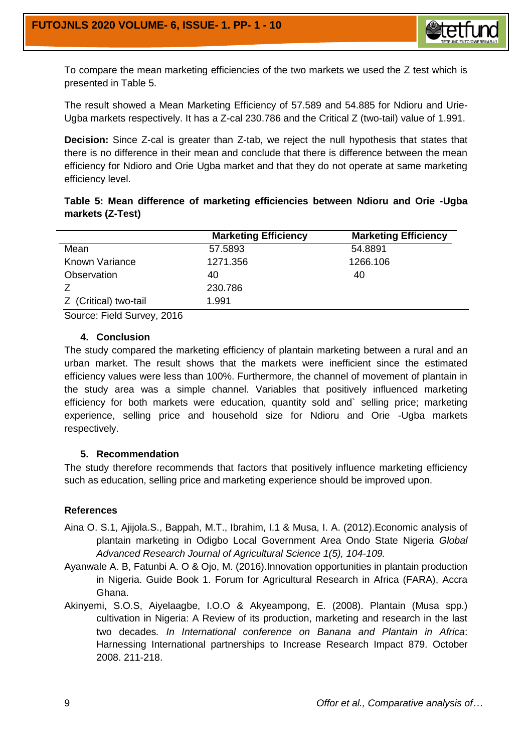To compare the mean marketing efficiencies of the two markets we used the Z test which is presented in Table 5.

The result showed a Mean Marketing Efficiency of 57.589 and 54.885 for Ndioru and Urie-Ugba markets respectively. It has a Z-cal 230.786 and the Critical Z (two-tail) value of 1.991.

**Decision:** Since Z-cal is greater than Z-tab, we reject the null hypothesis that states that there is no difference in their mean and conclude that there is difference between the mean efficiency for Ndioro and Orie Ugba market and that they do not operate at same marketing efficiency level.

**Table 5: Mean difference of marketing efficiencies between Ndioru and Orie -Ugba markets (Z-Test)**

| | Marketing Efficiency | Marketing Efficiency |
|---|---|---|
| Mean | 57.5893 | 54.8891 |
| Known Variance | 1271.356 | 1266.106 |
| Observation | 40 | 40 |
| Z | 230.786 | |
| Z (Critical) two-tail | 1.991 | |

Source: Field Survey, 2016

## 4. Conclusion

The study compared the marketing efficiency of plantain marketing between a rural and an urban market. The result shows that the markets were inefficient since the estimated efficiency values were less than 100%. Furthermore, the channel of movement of plantain in the study area was a simple channel. Variables that positively influenced marketing efficiency for both markets were education, quantity sold and` selling price; marketing experience, selling price and household size for Ndioru and Orie -Ugba markets respectively.

## 5. Recommendation

The study therefore recommends that factors that positively influence marketing efficiency such as education, selling price and marketing experience should be improved upon.

## References

Aina O. S.1, Ajijola.S., Bappah, M.T., Ibrahim, I.1 & Musa, I. A. (2012).Economic analysis of plantain marketing in Odigbo Local Government Area Ondo State Nigeria *Global Advanced Research Journal of Agricultural Science 1(5), 104-109.*

Ayanwale A. B, Fatunbi A. O & Ojo, M. (2016).Innovation opportunities in plantain production in Nigeria. Guide Book 1. Forum for Agricultural Research in Africa (FARA), Accra Ghana.

Akinyemi, S.O.S, Aiyelaagbe, I.O.O & Akyeampong, E. (2008). Plantain (Musa spp.) cultivation in Nigeria: A Review of its production, marketing and research in the last two decades*. In International conference on Banana and Plantain in Africa*: Harnessing International partnerships to Increase Research Impact 879. October 2008. 211-218.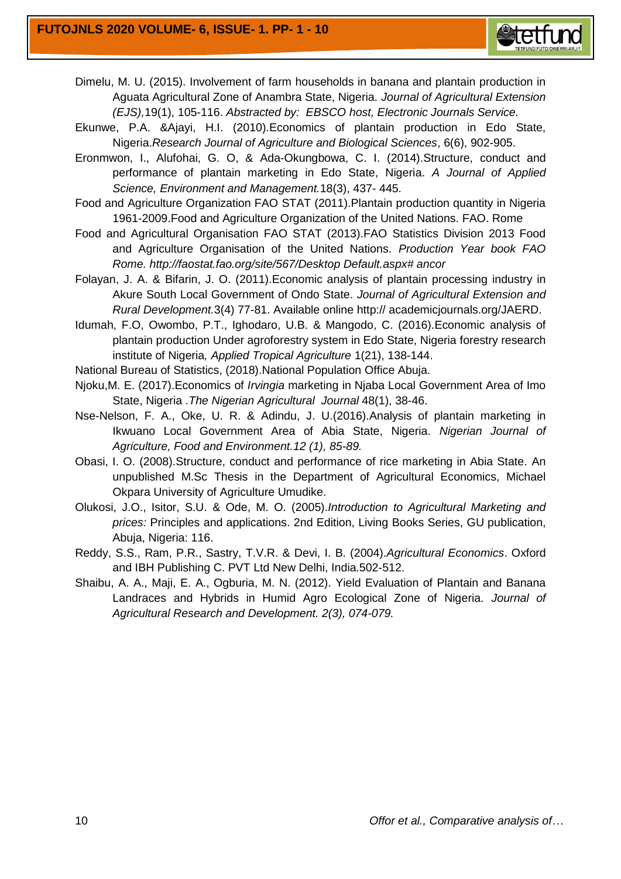Dimelu, M. U. (2015). Involvement of farm households in banana and plantain production in Aguata Agricultural Zone of Anambra State, Nigeria. *Journal of Agricultural Extension (EJS),*19(1), 105-116. *Abstracted by: EBSCO host, Electronic Journals Service.*

Ekunwe, P.A. &Ajayi, H.I. (2010).Economics of plantain production in Edo State, Nigeria.*Research Journal of Agriculture and Biological Sciences*, 6(6), 902-905.

Eronmwon, I., Alufohai, G. O, & Ada-Okungbowa, C. I. (2014).Structure, conduct and performance of plantain marketing in Edo State, Nigeria. *A Journal of Applied Science, Environment and Management.*18(3), 437- 445.

Food and Agriculture Organization FAO STAT (2011).Plantain production quantity in Nigeria 1961-2009.Food and Agriculture Organization of the United Nations. FAO. Rome

Food and Agricultural Organisation FAO STAT (2013).FAO Statistics Division 2013 Food and Agriculture Organisation of the United Nations. *Production Year book FAO Rome. http://faostat.fao.org/site/567/Desktop Default.aspx# ancor*

Folayan, J. A. & Bifarin, J. O. (2011).Economic analysis of plantain processing industry in Akure South Local Government of Ondo State. *Journal of Agricultural Extension and Rural Development.*3(4) 77-81. Available online http:// academicjournals.org/JAERD.

Idumah, F.O, Owombo, P.T., Ighodaro, U.B. & Mangodo, C. (2016).Economic analysis of plantain production Under agroforestry system in Edo State, Nigeria forestry research institute of Nigeria*, Applied Tropical Agriculture* 1(21), 138-144.

National Bureau of Statistics, (2018).National Population Office Abuja.

Njoku,M. E. (2017).Economics of *Irvingia* marketing in Njaba Local Government Area of Imo State, Nigeria .*The Nigerian Agricultural Journal* 48(1), 38-46.

Nse-Nelson, F. A., Oke, U. R. & Adindu, J. U.(2016).Analysis of plantain marketing in Ikwuano Local Government Area of Abia State, Nigeria. *Nigerian Journal of Agriculture, Food and Environment.12 (1), 85-89.*

Obasi, I. O. (2008).Structure, conduct and performance of rice marketing in Abia State. An unpublished M.Sc Thesis in the Department of Agricultural Economics, Michael Okpara University of Agriculture Umudike.

Olukosi, J.O., Isitor, S.U. & Ode, M. O. (2005).*Introduction to Agricultural Marketing and prices:* Principles and applications. 2nd Edition, Living Books Series, GU publication, Abuja, Nigeria: 116.

Reddy, S.S., Ram, P.R., Sastry, T.V.R. & Devi, I. B. (2004).*Agricultural Economics*. Oxford and IBH Publishing C. PVT Ltd New Delhi, India.502-512.

Shaibu, A. A., Maji, E. A., Ogburia, M. N. (2012). Yield Evaluation of Plantain and Banana Landraces and Hybrids in Humid Agro Ecological Zone of Nigeria. *Journal of Agricultural Research and Development. 2(3), 074-079.*